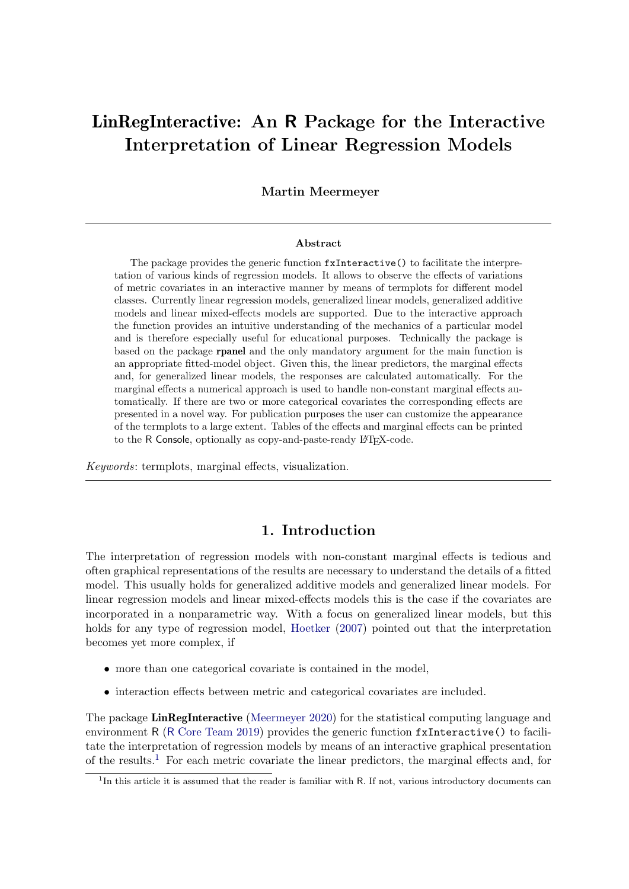# LinRegInteractive: An R Package for the Interactive Interpretation of Linear Regression Models

**Martin Meermeyer**

---

**Abstract**

The package provides the generic function `fxInteractive()` to facilitate the interpretation of various kinds of regression models. It allows to observe the effects of variations of metric covariates in an interactive manner by means of termplots for different model classes. Currently linear regression models, generalized linear models, generalized additive models and linear mixed-effects models are supported. Due to the interactive approach the function provides an intuitive understanding of the mechanics of a particular model and is therefore especially useful for educational purposes. Technically the package is based on the package **rpanel** and the only mandatory argument for the main function is an appropriate fitted-model object. Given this, the linear predictors, the marginal effects and, for generalized linear models, the responses are calculated automatically. For the marginal effects a numerical approach is used to handle non-constant marginal effects automatically. If there are two or more categorical covariates the corresponding effects are presented in a novel way. For publication purposes the user can customize the appearance of the termplots to a large extent. Tables of the effects and marginal effects can be printed to the R Console, optionally as copy-and-paste-ready LaTeX-code.

*Keywords*: termplots, marginal effects, visualization.

---

## 1. Introduction

The interpretation of regression models with non-constant marginal effects is tedious and often graphical representations of the results are necessary to understand the details of a fitted model. This usually holds for generalized additive models and generalized linear models. For linear regression models and linear mixed-effects models this is the case if the covariates are incorporated in a nonparametric way. With a focus on generalized linear models, but this holds for any type of regression model, Hoetker (2007) pointed out that the interpretation becomes yet more complex, if

- more than one categorical covariate is contained in the model,
- interaction effects between metric and categorical covariates are included.

The package **LinRegInteractive** (Meermeyer 2020) for the statistical computing language and environment R (R Core Team 2019) provides the generic function `fxInteractive()` to facilitate the interpretation of regression models by means of an interactive graphical presentation of the results.[1] For each metric covariate the linear predictors, the marginal effects and, for

[1] In this article it is assumed that the reader is familiar with R. If not, various introductory documents can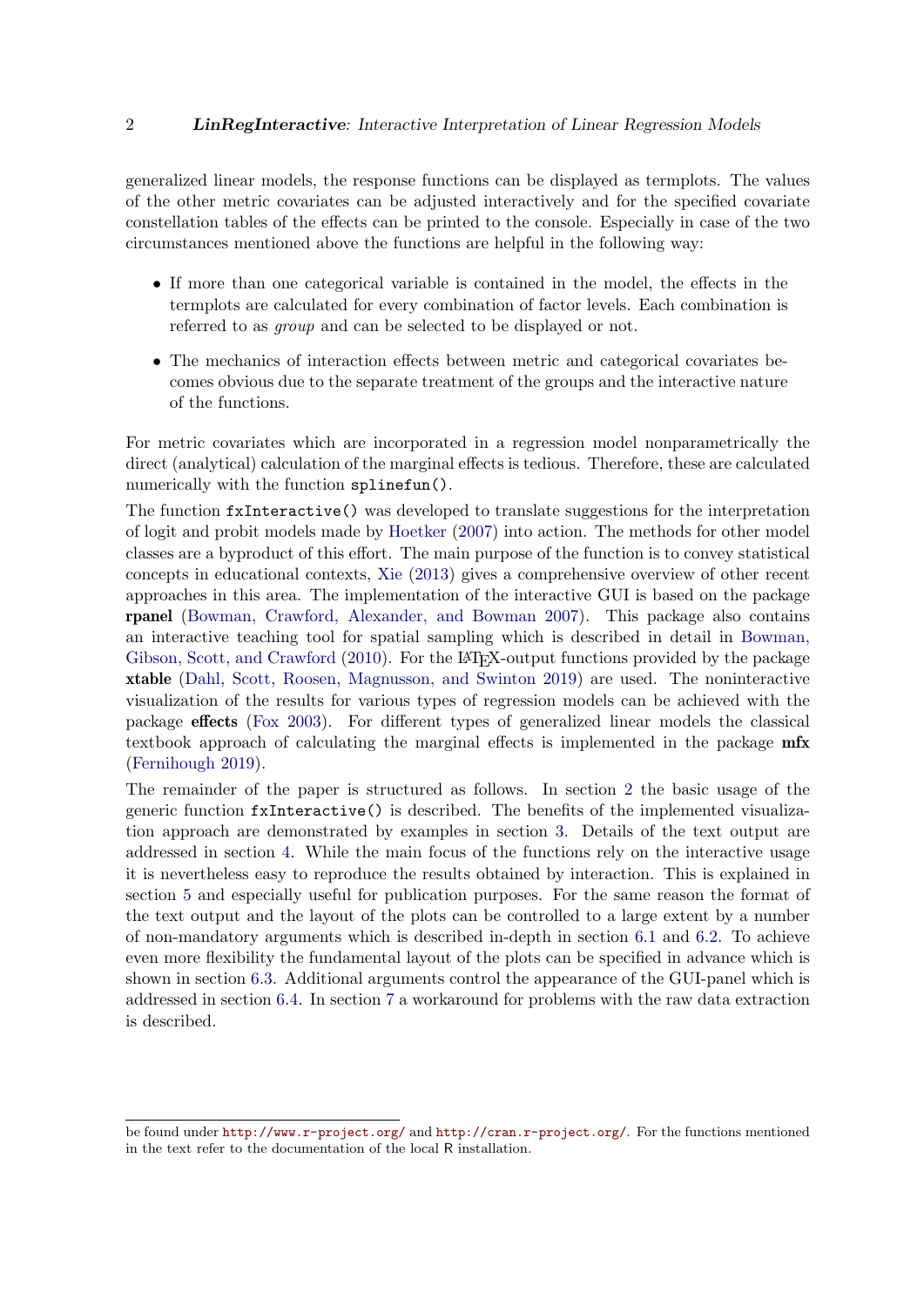generalized linear models, the response functions can be displayed as termplots. The values of the other metric covariates can be adjusted interactively and for the specified covariate constellation tables of the effects can be printed to the console. Especially in case of the two circumstances mentioned above the functions are helpful in the following way:

- If more than one categorical variable is contained in the model, the effects in the termplots are calculated for every combination of factor levels. Each combination is referred to as *group* and can be selected to be displayed or not.
- The mechanics of interaction effects between metric and categorical covariates becomes obvious due to the separate treatment of the groups and the interactive nature of the functions.

For metric covariates which are incorporated in a regression model nonparametrically the direct (analytical) calculation of the marginal effects is tedious. Therefore, these are calculated numerically with the function `splinefun()`.

The function `fxInteractive()` was developed to translate suggestions for the interpretation of logit and probit models made by Hoetker (2007) into action. The methods for other model classes are a byproduct of this effort. The main purpose of the function is to convey statistical concepts in educational contexts, Xie (2013) gives a comprehensive overview of other recent approaches in this area. The implementation of the interactive GUI is based on the package **rpanel** (Bowman, Crawford, Alexander, and Bowman 2007). This package also contains an interactive teaching tool for spatial sampling which is described in detail in Bowman, Gibson, Scott, and Crawford (2010). For the LaTeX-output functions provided by the package **xtable** (Dahl, Scott, Roosen, Magnusson, and Swinton 2019) are used. The noninteractive visualization of the results for various types of regression models can be achieved with the package **effects** (Fox 2003). For different types of generalized linear models the classical textbook approach of calculating the marginal effects is implemented in the package **mfx** (Fernihough 2019).

The remainder of the paper is structured as follows. In section 2 the basic usage of the generic function `fxInteractive()` is described. The benefits of the implemented visualization approach are demonstrated by examples in section 3. Details of the text output are addressed in section 4. While the main focus of the functions rely on the interactive usage it is nevertheless easy to reproduce the results obtained by interaction. This is explained in section 5 and especially useful for publication purposes. For the same reason the format of the text output and the layout of the plots can be controlled to a large extent by a number of non-mandatory arguments which is described in-depth in section 6.1 and 6.2. To achieve even more flexibility the fundamental layout of the plots can be specified in advance which is shown in section 6.3. Additional arguments control the appearance of the GUI-panel which is addressed in section 6.4. In section 7 a workaround for problems with the raw data extraction is described.

be found under http://www.r-project.org/ and http://cran.r-project.org/. For the functions mentioned in the text refer to the documentation of the local R installation.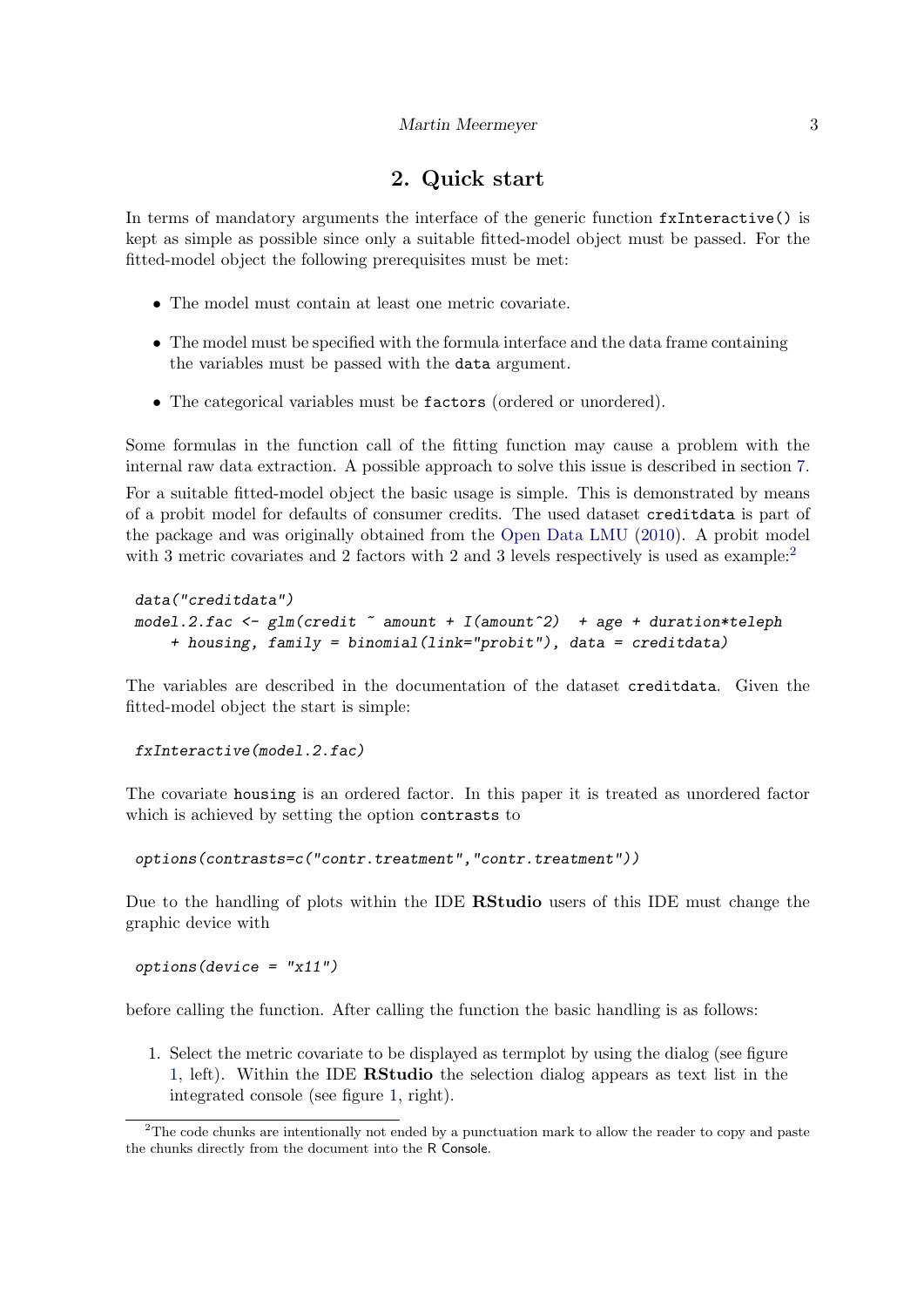## 2. Quick start

In terms of mandatory arguments the interface of the generic function `fxInteractive()` is kept as simple as possible since only a suitable fitted-model object must be passed. For the fitted-model object the following prerequisites must be met:

- The model must contain at least one metric covariate.
- The model must be specified with the formula interface and the data frame containing the variables must be passed with the `data` argument.
- The categorical variables must be `factors` (ordered or unordered).

Some formulas in the function call of the fitting function may cause a problem with the internal raw data extraction. A possible approach to solve this issue is described in section 7.

For a suitable fitted-model object the basic usage is simple. This is demonstrated by means of a probit model for defaults of consumer credits. The used dataset `creditdata` is part of the package and was originally obtained from the Open Data LMU (2010). A probit model with 3 metric covariates and 2 factors with 2 and 3 levels respectively is used as example:[2]

```
data("creditdata")
model.2.fac <- glm(credit ~ amount + I(amount^2)  + age + duration*teleph
    + housing, family = binomial(link="probit"), data = creditdata)
```

The variables are described in the documentation of the dataset `creditdata`. Given the fitted-model object the start is simple:

```
fxInteractive(model.2.fac)
```

The covariate `housing` is an ordered factor. In this paper it is treated as unordered factor which is achieved by setting the option `contrasts` to

```
options(contrasts=c("contr.treatment","contr.treatment"))
```

Due to the handling of plots within the IDE **RStudio** users of this IDE must change the graphic device with

```
options(device = "x11")
```

before calling the function. After calling the function the basic handling is as follows:

1. Select the metric covariate to be displayed as termplot by using the dialog (see figure 1, left). Within the IDE **RStudio** the selection dialog appears as text list in the integrated console (see figure 1, right).

[2] The code chunks are intentionally not ended by a punctuation mark to allow the reader to copy and paste the chunks directly from the document into the R Console.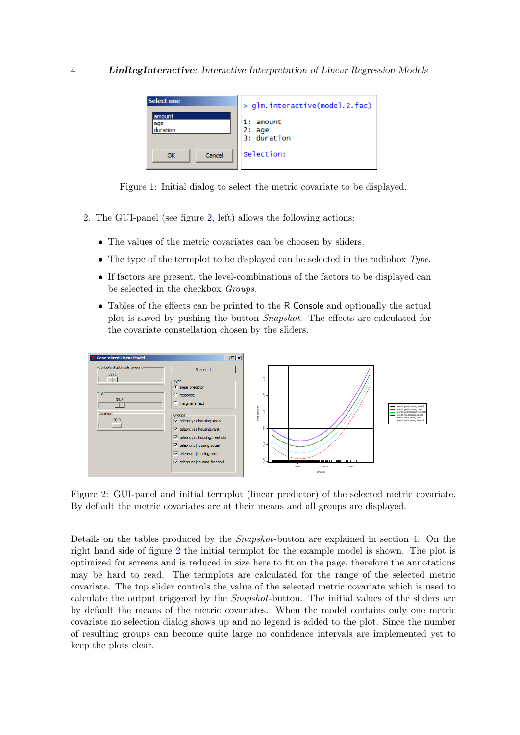![Figure 1 dialog and console](figure1)

Figure 1: Initial dialog to select the metric covariate to be displayed.

2. The GUI-panel (see figure 2, left) allows the following actions:

   - The values of the metric covariates can be choosen by sliders.
   - The type of the termplot to be displayed can be selected in the radiobox *Type*.
   - If factors are present, the level-combinations of the factors to be displayed can be selected in the checkbox *Groups*.
   - Tables of the effects can be printed to the R Console and optionally the actual plot is saved by pushing the button *Snapshot*. The effects are calculated for the covariate constellation chosen by the sliders.

Figure 2: GUI-panel and initial termplot (linear predictor) of the selected metric covariate. By default the metric covariates are at their means and all groups are displayed.

Details on the tables produced by the *Snapshot*-button are explained in section 4. On the right hand side of figure 2 the initial termplot for the example model is shown. The plot is optimized for screens and is reduced in size here to fit on the page, therefore the annotations may be hard to read. The termplots are calculated for the range of the selected metric covariate. The top slider controls the value of the selected metric covariate which is used to calculate the output triggered by the *Snapshot*-button. The initial values of the sliders are by default the means of the metric covariates. When the model contains only one metric covariate no selection dialog shows up and no legend is added to the plot. Since the number of resulting groups can become quite large no confidence intervals are implemented yet to keep the plots clear.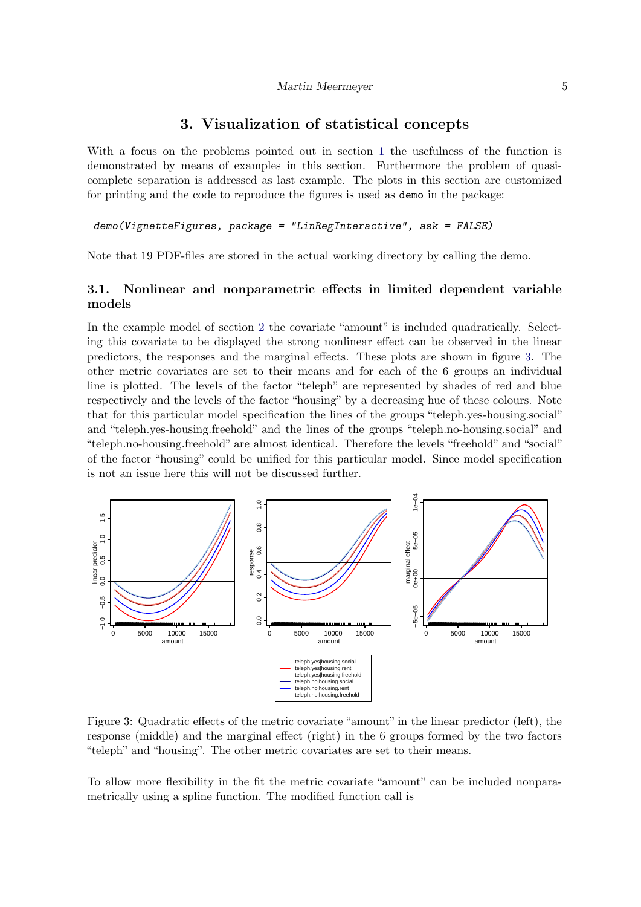# 3. Visualization of statistical concepts

With a focus on the problems pointed out in section 1 the usefulness of the function is demonstrated by means of examples in this section. Furthermore the problem of quasi-complete separation is addressed as last example. The plots in this section are customized for printing and the code to reproduce the figures is used as `demo` in the package:

```
demo(VignetteFigures, package = "LinRegInteractive", ask = FALSE)
```

Note that 19 PDF-files are stored in the actual working directory by calling the demo.

## 3.1. Nonlinear and nonparametric effects in limited dependent variable models

In the example model of section 2 the covariate "amount" is included quadratically. Selecting this covariate to be displayed the strong nonlinear effect can be observed in the linear predictors, the responses and the marginal effects. These plots are shown in figure 3. The other metric covariates are set to their means and for each of the 6 groups an individual line is plotted. The levels of the factor "teleph" are represented by shades of red and blue respectively and the levels of the factor "housing" by a decreasing hue of these colours. Note that for this particular model specification the lines of the groups "teleph.yes-housing.social" and "teleph.yes-housing.freehold" and the lines of the groups "teleph.no-housing.social" and "teleph.no-housing.freehold" are almost identical. Therefore the levels "freehold" and "social" of the factor "housing" could be unified for this particular model. Since model specification is not an issue here this will not be discussed further.

Figure 3: Quadratic effects of the metric covariate "amount" in the linear predictor (left), the response (middle) and the marginal effect (right) in the 6 groups formed by the two factors "teleph" and "housing". The other metric covariates are set to their means.

To allow more flexibility in the fit the metric covariate "amount" can be included nonparametrically using a spline function. The modified function call is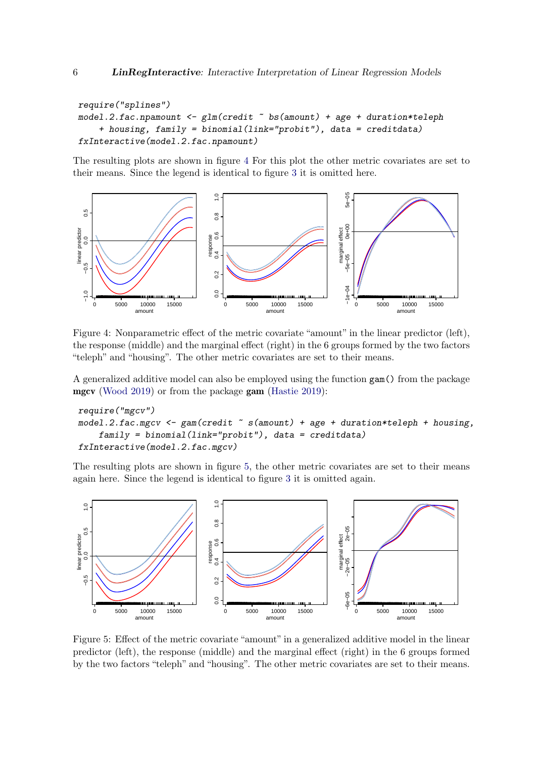```
require("splines")
model.2.fac.npamount <- glm(credit ~ bs(amount) + age + duration*teleph
    + housing, family = binomial(link="probit"), data = creditdata)
fxInteractive(model.2.fac.npamount)
```

The resulting plots are shown in figure 4 For this plot the other metric covariates are set to their means. Since the legend is identical to figure 3 it is omitted here.

Figure 4: Nonparametric effect of the metric covariate "amount" in the linear predictor (left), the response (middle) and the marginal effect (right) in the 6 groups formed by the two factors "teleph" and "housing". The other metric covariates are set to their means.

A generalized additive model can also be employed using the function `gam()` from the package **mgcv** (Wood 2019) or from the package **gam** (Hastie 2019):

```
require("mgcv")
model.2.fac.mgcv <- gam(credit ~ s(amount) + age + duration*teleph + housing,
    family = binomial(link="probit"), data = creditdata)
fxInteractive(model.2.fac.mgcv)
```

The resulting plots are shown in figure 5, the other metric covariates are set to their means again here. Since the legend is identical to figure 3 it is omitted again.

Figure 5: Effect of the metric covariate "amount" in a generalized additive model in the linear predictor (left), the response (middle) and the marginal effect (right) in the 6 groups formed by the two factors "teleph" and "housing". The other metric covariates are set to their means.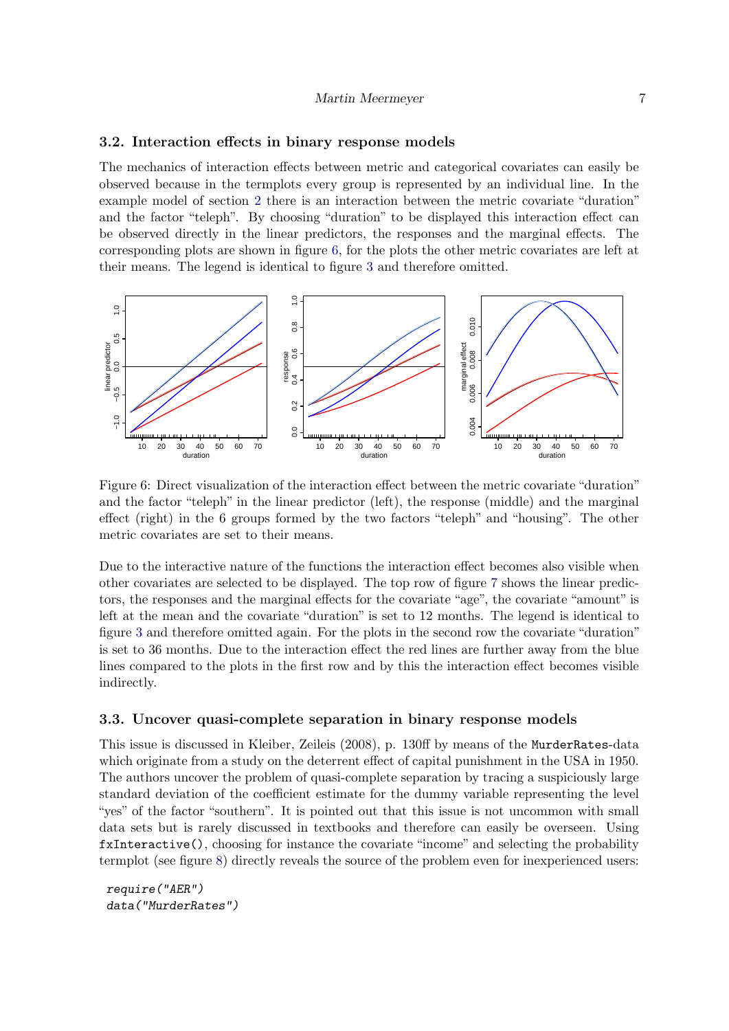### 3.2. Interaction effects in binary response models

The mechanics of interaction effects between metric and categorical covariates can easily be observed because in the termplots every group is represented by an individual line. In the example model of section 2 there is an interaction between the metric covariate "duration" and the factor "teleph". By choosing "duration" to be displayed this interaction effect can be observed directly in the linear predictors, the responses and the marginal effects. The corresponding plots are shown in figure 6, for the plots the other metric covariates are left at their means. The legend is identical to figure 3 and therefore omitted.

Figure 6: Direct visualization of the interaction effect between the metric covariate "duration" and the factor "teleph" in the linear predictor (left), the response (middle) and the marginal effect (right) in the 6 groups formed by the two factors "teleph" and "housing". The other metric covariates are set to their means.

Due to the interactive nature of the functions the interaction effect becomes also visible when other covariates are selected to be displayed. The top row of figure 7 shows the linear predictors, the responses and the marginal effects for the covariate "age", the covariate "amount" is left at the mean and the covariate "duration" is set to 12 months. The legend is identical to figure 3 and therefore omitted again. For the plots in the second row the covariate "duration" is set to 36 months. Due to the interaction effect the red lines are further away from the blue lines compared to the plots in the first row and by this the interaction effect becomes visible indirectly.

### 3.3. Uncover quasi-complete separation in binary response models

This issue is discussed in Kleiber, Zeileis (2008), p. 130ff by means of the `MurderRates`-data which originate from a study on the deterrent effect of capital punishment in the USA in 1950. The authors uncover the problem of quasi-complete separation by tracing a suspiciously large standard deviation of the coefficient estimate for the dummy variable representing the level "yes" of the factor "southern". It is pointed out that this issue is not uncommon with small data sets but is rarely discussed in textbooks and therefore can easily be overseen. Using `fxInteractive()`, choosing for instance the covariate "income" and selecting the probability termplot (see figure 8) directly reveals the source of the problem even for inexperienced users:

```
require("AER")
data("MurderRates")
```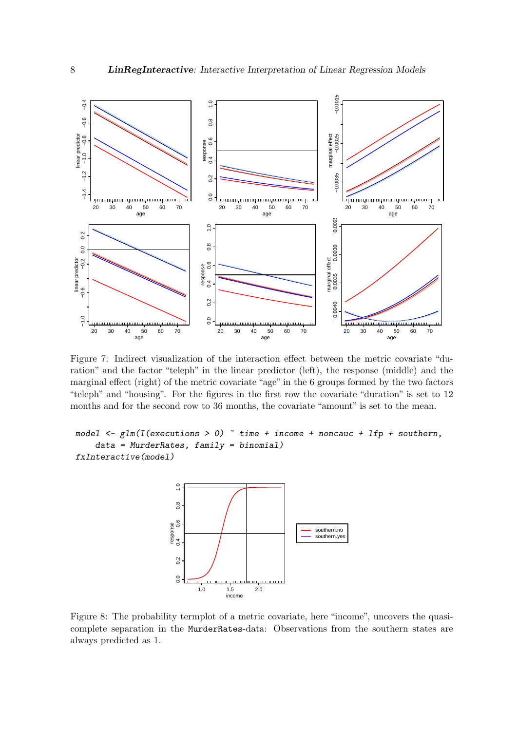Figure 7: Indirect visualization of the interaction effect between the metric covariate "duration" and the factor "teleph" in the linear predictor (left), the response (middle) and the marginal effect (right) of the metric covariate "age" in the 6 groups formed by the two factors "teleph" and "housing". For the figures in the first row the covariate "duration" is set to 12 months and for the second row to 36 months, the covariate "amount" is set to the mean.

```
model <- glm(I(executions > 0) ~ time + income + noncauc + lfp + southern,
    data = MurderRates, family = binomial)
fxInteractive(model)
```

Figure 8: The probability termplot of a metric covariate, here "income", uncovers the quasi-complete separation in the MurderRates-data: Observations from the southern states are always predicted as 1.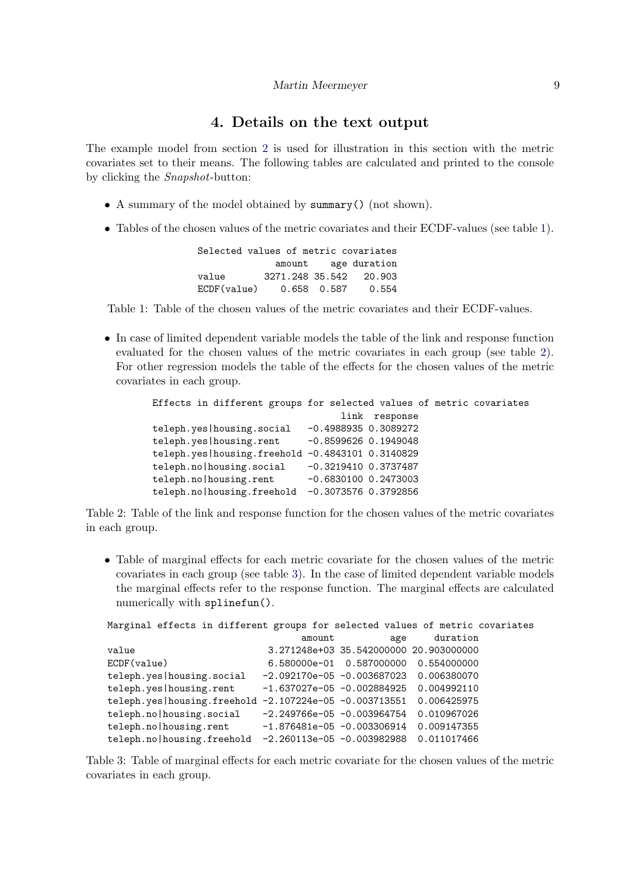## 4. Details on the text output

The example model from section 2 is used for illustration in this section with the metric covariates set to their means. The following tables are calculated and printed to the console by clicking the *Snapshot*-button:

- A summary of the model obtained by `summary()` (not shown).
- Tables of the chosen values of the metric covariates and their ECDF-values (see table 1).

```
Selected values of metric covariates
              amount    age duration
value       3271.248 35.542   20.903
ECDF(value)    0.658  0.587    0.554
```

Table 1: Table of the chosen values of the metric covariates and their ECDF-values.

- In case of limited dependent variable models the table of the link and response function evaluated for the chosen values of the metric covariates in each group (see table 2). For other regression models the table of the effects for the chosen values of the metric covariates in each group.

```
Effects in different groups for selected values of metric covariates
                                 link  response
teleph.yes|housing.social   -0.4988935 0.3089272
teleph.yes|housing.rent     -0.8599626 0.1949048
teleph.yes|housing.freehold -0.4843101 0.3140829
teleph.no|housing.social    -0.3219410 0.3737487
teleph.no|housing.rent      -0.6830100 0.2473003
teleph.no|housing.freehold  -0.3073576 0.3792856
```

Table 2: Table of the link and response function for the chosen values of the metric covariates in each group.

- Table of marginal effects for each metric covariate for the chosen values of the metric covariates in each group (see table 3). In the case of limited dependent variable models the marginal effects refer to the response function. The marginal effects are calculated numerically with `splinefun()`.

```
Marginal effects in different groups for selected values of metric covariates
                                   amount          age     duration
value                        3.271248e+03 35.542000000 20.903000000
ECDF(value)                  6.580000e-01  0.587000000  0.554000000
teleph.yes|housing.social   -2.092170e-05 -0.003687023  0.006380070
teleph.yes|housing.rent     -1.637027e-05 -0.002884925  0.004992110
teleph.yes|housing.freehold -2.107224e-05 -0.003713551  0.006425975
teleph.no|housing.social    -2.249766e-05 -0.003964754  0.010967026
teleph.no|housing.rent      -1.876481e-05 -0.003306914  0.009147355
teleph.no|housing.freehold  -2.260113e-05 -0.003982988  0.011017466
```

Table 3: Table of marginal effects for each metric covariate for the chosen values of the metric covariates in each group.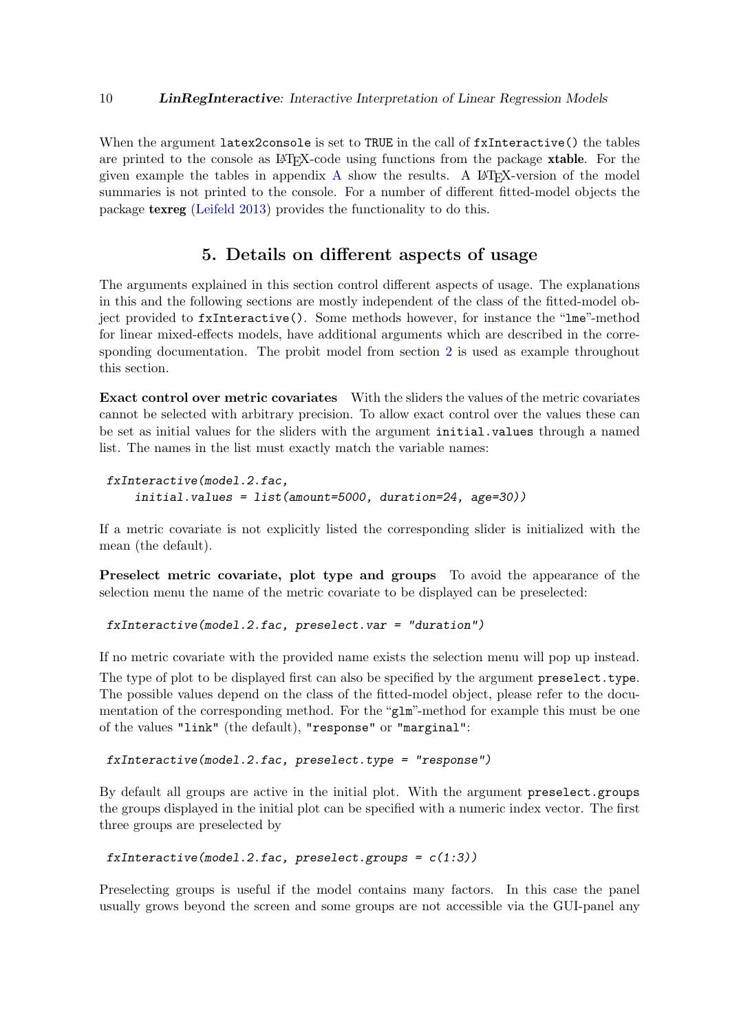When the argument `latex2console` is set to `TRUE` in the call of `fxInteractive()` the tables are printed to the console as LaTeX-code using functions from the package **xtable**. For the given example the tables in appendix A show the results. A LaTeX-version of the model summaries is not printed to the console. For a number of different fitted-model objects the package **texreg** (Leifeld 2013) provides the functionality to do this.

# 5. Details on different aspects of usage

The arguments explained in this section control different aspects of usage. The explanations in this and the following sections are mostly independent of the class of the fitted-model object provided to `fxInteractive()`. Some methods however, for instance the "`lme`"-method for linear mixed-effects models, have additional arguments which are described in the corresponding documentation. The probit model from section 2 is used as example throughout this section.

**Exact control over metric covariates** With the sliders the values of the metric covariates cannot be selected with arbitrary precision. To allow exact control over the values these can be set as initial values for the sliders with the argument `initial.values` through a named list. The names in the list must exactly match the variable names:

```
fxInteractive(model.2.fac,
    initial.values = list(amount=5000, duration=24, age=30))
```

If a metric covariate is not explicitly listed the corresponding slider is initialized with the mean (the default).

**Preselect metric covariate, plot type and groups** To avoid the appearance of the selection menu the name of the metric covariate to be displayed can be preselected:

```
fxInteractive(model.2.fac, preselect.var = "duration")
```

If no metric covariate with the provided name exists the selection menu will pop up instead.

The type of plot to be displayed first can also be specified by the argument `preselect.type`. The possible values depend on the class of the fitted-model object, please refer to the documentation of the corresponding method. For the "`glm`"-method for example this must be one of the values `"link"` (the default), `"response"` or `"marginal"`:

```
fxInteractive(model.2.fac, preselect.type = "response")
```

By default all groups are active in the initial plot. With the argument `preselect.groups` the groups displayed in the initial plot can be specified with a numeric index vector. The first three groups are preselected by

```
fxInteractive(model.2.fac, preselect.groups = c(1:3))
```

Preselecting groups is useful if the model contains many factors. In this case the panel usually grows beyond the screen and some groups are not accessible via the GUI-panel any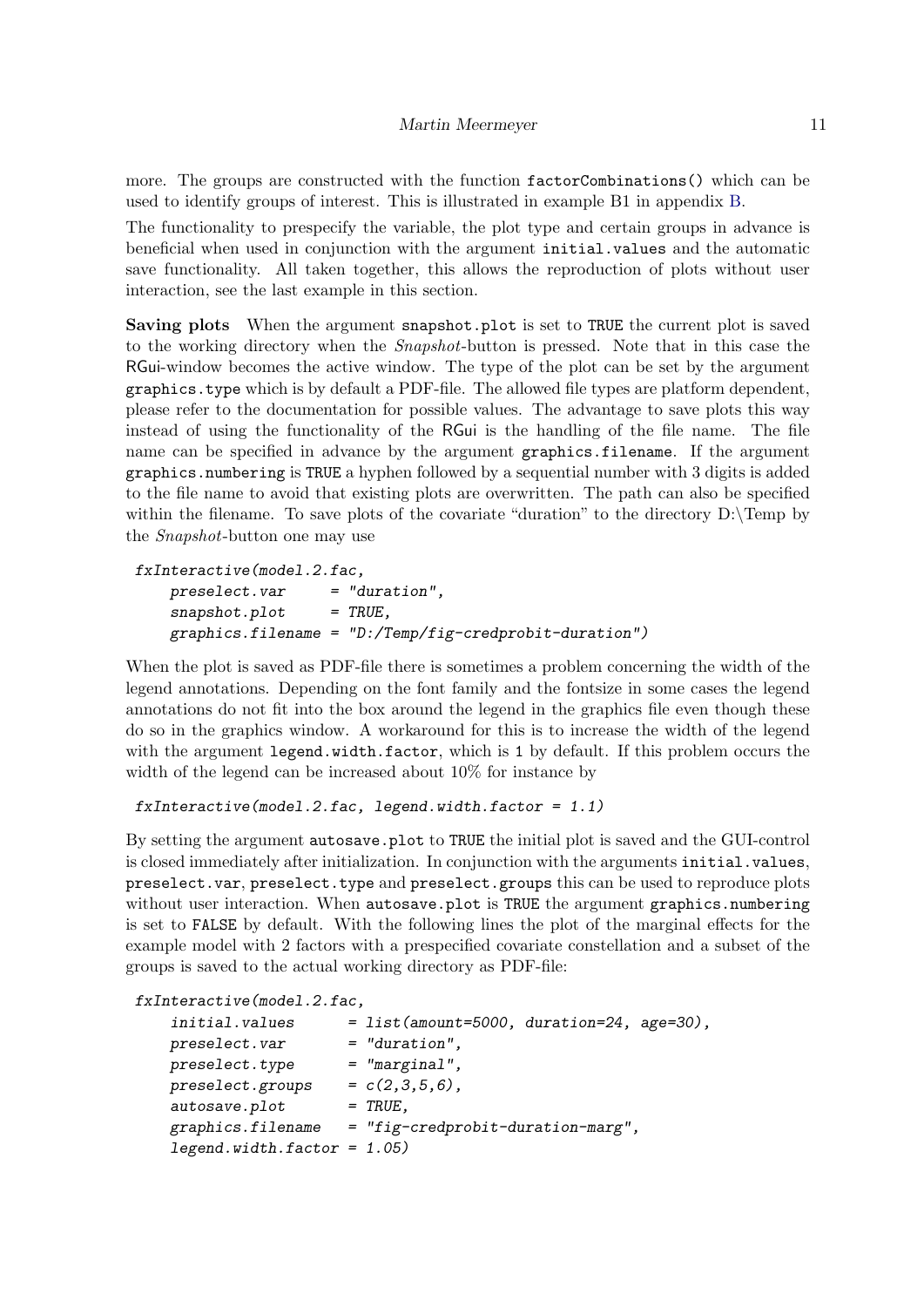more. The groups are constructed with the function `factorCombinations()` which can be used to identify groups of interest. This is illustrated in example B1 in appendix B.

The functionality to prespecify the variable, the plot type and certain groups in advance is beneficial when used in conjunction with the argument `initial.values` and the automatic save functionality. All taken together, this allows the reproduction of plots without user interaction, see the last example in this section.

**Saving plots** When the argument `snapshot.plot` is set to `TRUE` the current plot is saved to the working directory when the *Snapshot*-button is pressed. Note that in this case the RGui-window becomes the active window. The type of the plot can be set by the argument `graphics.type` which is by default a PDF-file. The allowed file types are platform dependent, please refer to the documentation for possible values. The advantage to save plots this way instead of using the functionality of the RGui is the handling of the file name. The file name can be specified in advance by the argument `graphics.filename`. If the argument `graphics.numbering` is `TRUE` a hyphen followed by a sequential number with 3 digits is added to the file name to avoid that existing plots are overwritten. The path can also be specified within the filename. To save plots of the covariate "duration" to the directory D:\Temp by the *Snapshot*-button one may use

```
fxInteractive(model.2.fac,
    preselect.var     = "duration",
    snapshot.plot     = TRUE,
    graphics.filename = "D:/Temp/fig-credprobit-duration")
```

When the plot is saved as PDF-file there is sometimes a problem concerning the width of the legend annotations. Depending on the font family and the fontsize in some cases the legend annotations do not fit into the box around the legend in the graphics file even though these do so in the graphics window. A workaround for this is to increase the width of the legend with the argument `legend.width.factor`, which is `1` by default. If this problem occurs the width of the legend can be increased about 10% for instance by

```
fxInteractive(model.2.fac, legend.width.factor = 1.1)
```

By setting the argument `autosave.plot` to `TRUE` the initial plot is saved and the GUI-control is closed immediately after initialization. In conjunction with the arguments `initial.values`, `preselect.var`, `preselect.type` and `preselect.groups` this can be used to reproduce plots without user interaction. When `autosave.plot` is `TRUE` the argument `graphics.numbering` is set to `FALSE` by default. With the following lines the plot of the marginal effects for the example model with 2 factors with a prespecified covariate constellation and a subset of the groups is saved to the actual working directory as PDF-file:

```
fxInteractive(model.2.fac,
    initial.values      = list(amount=5000, duration=24, age=30),
    preselect.var       = "duration",
    preselect.type      = "marginal",
    preselect.groups    = c(2,3,5,6),
    autosave.plot       = TRUE,
    graphics.filename   = "fig-credprobit-duration-marg",
    legend.width.factor = 1.05)
```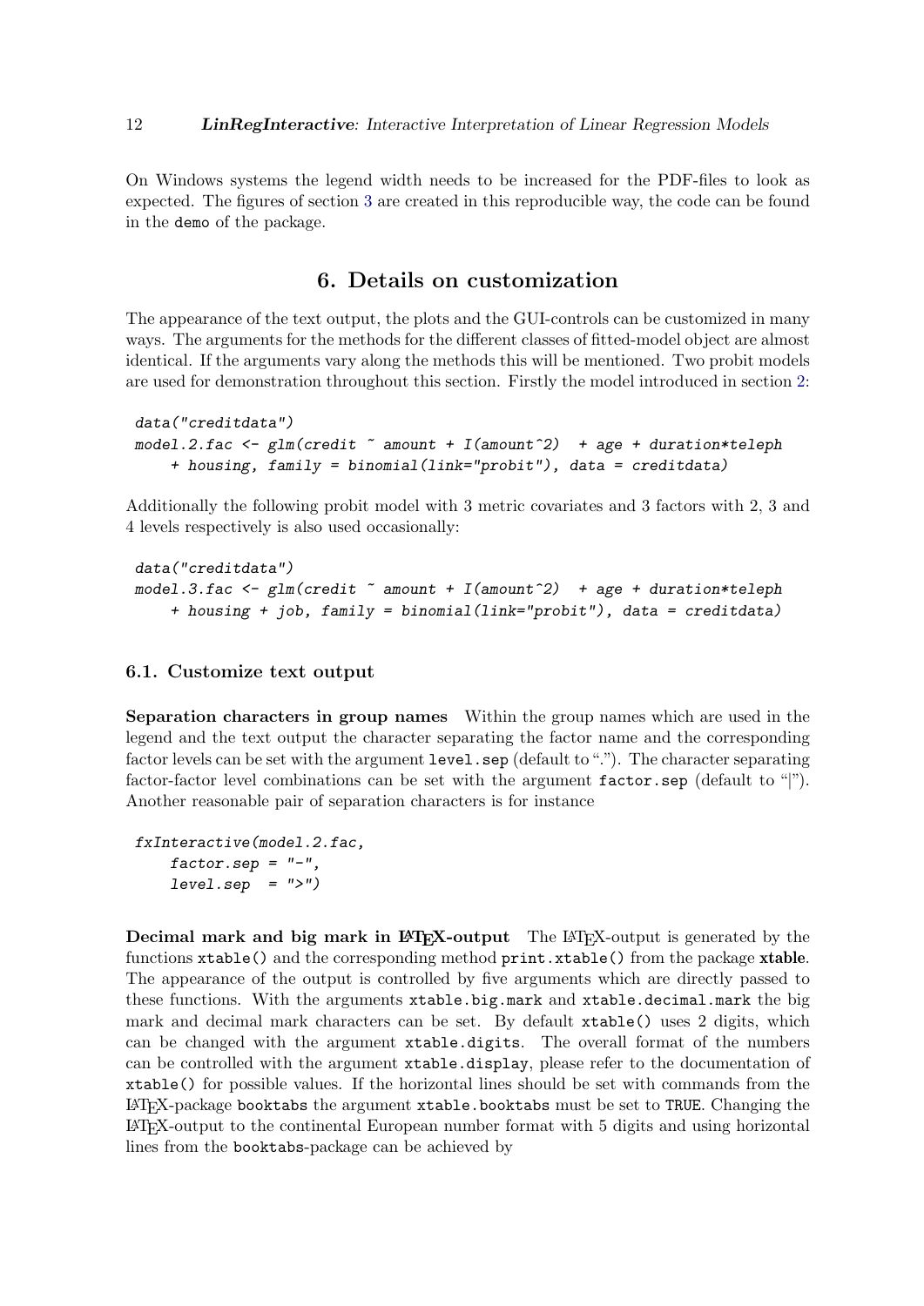On Windows systems the legend width needs to be increased for the PDF-files to look as expected. The figures of section 3 are created in this reproducible way, the code can be found in the demo of the package.

# 6. Details on customization

The appearance of the text output, the plots and the GUI-controls can be customized in many ways. The arguments for the methods for the different classes of fitted-model object are almost identical. If the arguments vary along the methods this will be mentioned. Two probit models are used for demonstration throughout this section. Firstly the model introduced in section 2:

```
data("creditdata")
model.2.fac <- glm(credit ~ amount + I(amount^2)  + age + duration*teleph
    + housing, family = binomial(link="probit"), data = creditdata)
```

Additionally the following probit model with 3 metric covariates and 3 factors with 2, 3 and 4 levels respectively is also used occasionally:

```
data("creditdata")
model.3.fac <- glm(credit ~ amount + I(amount^2)  + age + duration*teleph
    + housing + job, family = binomial(link="probit"), data = creditdata)
```

## 6.1. Customize text output

**Separation characters in group names** Within the group names which are used in the legend and the text output the character separating the factor name and the corresponding factor levels can be set with the argument `level.sep` (default to "."). The character separating factor-factor level combinations can be set with the argument `factor.sep` (default to "|"). Another reasonable pair of separation characters is for instance

```
fxInteractive(model.2.fac,
    factor.sep = "-",
    level.sep  = ">")
```

**Decimal mark and big mark in LaTeX-output** The LaTeX-output is generated by the functions `xtable()` and the corresponding method `print.xtable()` from the package **xtable**. The appearance of the output is controlled by five arguments which are directly passed to these functions. With the arguments `xtable.big.mark` and `xtable.decimal.mark` the big mark and decimal mark characters can be set. By default `xtable()` uses 2 digits, which can be changed with the argument `xtable.digits`. The overall format of the numbers can be controlled with the argument `xtable.display`, please refer to the documentation of `xtable()` for possible values. If the horizontal lines should be set with commands from the LaTeX-package `booktabs` the argument `xtable.booktabs` must be set to `TRUE`. Changing the LaTeX-output to the continental European number format with 5 digits and using horizontal lines from the `booktabs`-package can be achieved by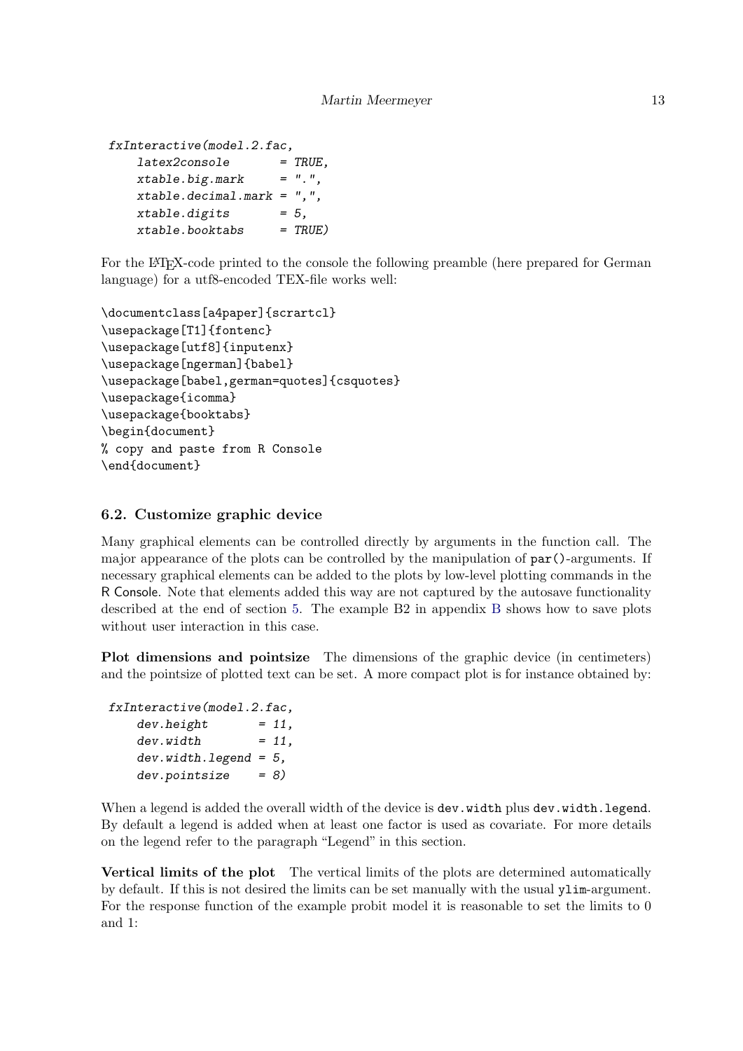```
fxInteractive(model.2.fac,
    latex2console       = TRUE,
    xtable.big.mark     = ".",
    xtable.decimal.mark = ",",
    xtable.digits       = 5,
    xtable.booktabs     = TRUE)
```

For the LaTeX-code printed to the console the following preamble (here prepared for German language) for a utf8-encoded TEX-file works well:

```
\documentclass[a4paper]{scrartcl}
\usepackage[T1]{fontenc}
\usepackage[utf8]{inputenx}
\usepackage[ngerman]{babel}
\usepackage[babel,german=quotes]{csquotes}
\usepackage{icomma}
\usepackage{booktabs}
\begin{document}
% copy and paste from R Console
\end{document}
```

### 6.2. Customize graphic device

Many graphical elements can be controlled directly by arguments in the function call. The major appearance of the plots can be controlled by the manipulation of `par()`-arguments. If necessary graphical elements can be added to the plots by low-level plotting commands in the R Console. Note that elements added this way are not captured by the autosave functionality described at the end of section 5. The example B2 in appendix B shows how to save plots without user interaction in this case.

**Plot dimensions and pointsize** The dimensions of the graphic device (in centimeters) and the pointsize of plotted text can be set. A more compact plot is for instance obtained by:

```
fxInteractive(model.2.fac,
    dev.height       = 11,
    dev.width        = 11,
    dev.width.legend = 5,
    dev.pointsize    = 8)
```

When a legend is added the overall width of the device is `dev.width` plus `dev.width.legend`. By default a legend is added when at least one factor is used as covariate. For more details on the legend refer to the paragraph "Legend" in this section.

**Vertical limits of the plot** The vertical limits of the plots are determined automatically by default. If this is not desired the limits can be set manually with the usual `ylim`-argument. For the response function of the example probit model it is reasonable to set the limits to 0 and 1: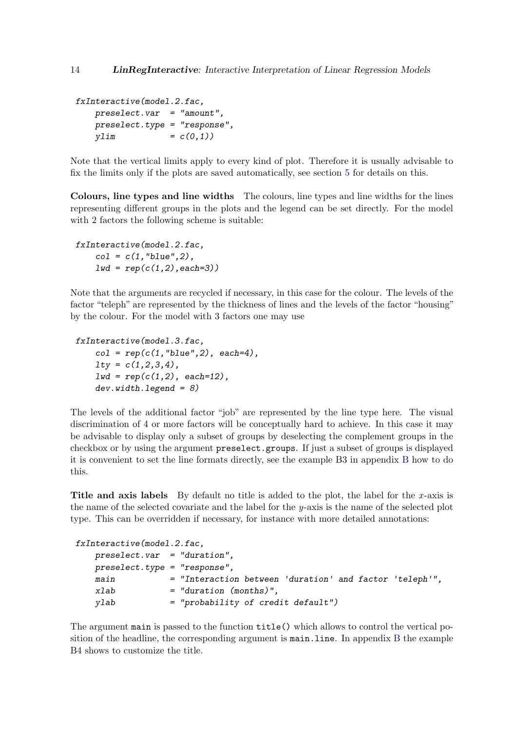```
fxInteractive(model.2.fac,
    preselect.var  = "amount",
    preselect.type = "response",
    ylim           = c(0,1))
```

Note that the vertical limits apply to every kind of plot. Therefore it is usually advisable to fix the limits only if the plots are saved automatically, see section 5 for details on this.

**Colours, line types and line widths** The colours, line types and line widths for the lines representing different groups in the plots and the legend can be set directly. For the model with 2 factors the following scheme is suitable:

```
fxInteractive(model.2.fac,
    col = c(1,"blue",2),
    lwd = rep(c(1,2),each=3))
```

Note that the arguments are recycled if necessary, in this case for the colour. The levels of the factor "teleph" are represented by the thickness of lines and the levels of the factor "housing" by the colour. For the model with 3 factors one may use

```
fxInteractive(model.3.fac,
    col = rep(c(1,"blue",2), each=4),
    lty = c(1,2,3,4),
    lwd = rep(c(1,2), each=12),
    dev.width.legend = 8)
```

The levels of the additional factor "job" are represented by the line type here. The visual discrimination of 4 or more factors will be conceptually hard to achieve. In this case it may be advisable to display only a subset of groups by deselecting the complement groups in the checkbox or by using the argument `preselect.groups`. If just a subset of groups is displayed it is convenient to set the line formats directly, see the example B3 in appendix B how to do this.

**Title and axis labels** By default no title is added to the plot, the label for the $x$-axis is the name of the selected covariate and the label for the $y$-axis is the name of the selected plot type. This can be overridden if necessary, for instance with more detailed annotations:

```
fxInteractive(model.2.fac,
    preselect.var  = "duration",
    preselect.type = "response",
    main           = "Interaction between 'duration' and factor 'teleph'",
    xlab           = "duration (months)",
    ylab           = "probability of credit default")
```

The argument `main` is passed to the function `title()` which allows to control the vertical position of the headline, the corresponding argument is `main.line`. In appendix B the example B4 shows to customize the title.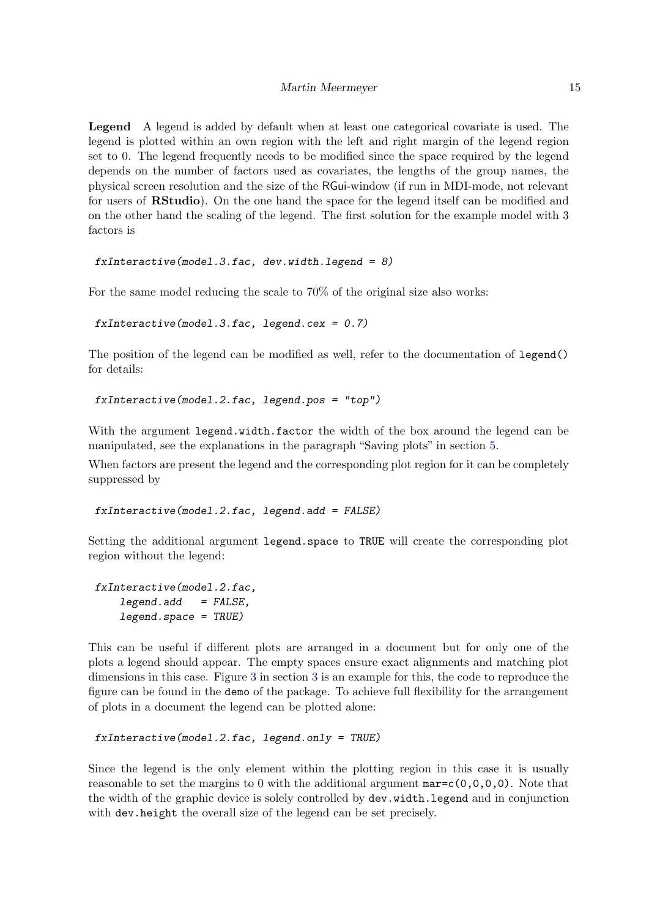**Legend** A legend is added by default when at least one categorical covariate is used. The legend is plotted within an own region with the left and right margin of the legend region set to 0. The legend frequently needs to be modified since the space required by the legend depends on the number of factors used as covariates, the lengths of the group names, the physical screen resolution and the size of the RGui-window (if run in MDI-mode, not relevant for users of **RStudio**). On the one hand the space for the legend itself can be modified and on the other hand the scaling of the legend. The first solution for the example model with 3 factors is

```
fxInteractive(model.3.fac, dev.width.legend = 8)
```

For the same model reducing the scale to 70% of the original size also works:

```
fxInteractive(model.3.fac, legend.cex = 0.7)
```

The position of the legend can be modified as well, refer to the documentation of `legend()` for details:

```
fxInteractive(model.2.fac, legend.pos = "top")
```

With the argument `legend.width.factor` the width of the box around the legend can be manipulated, see the explanations in the paragraph "Saving plots" in section 5.

When factors are present the legend and the corresponding plot region for it can be completely suppressed by

```
fxInteractive(model.2.fac, legend.add = FALSE)
```

Setting the additional argument `legend.space` to `TRUE` will create the corresponding plot region without the legend:

```
fxInteractive(model.2.fac,
    legend.add   = FALSE,
    legend.space = TRUE)
```

This can be useful if different plots are arranged in a document but for only one of the plots a legend should appear. The empty spaces ensure exact alignments and matching plot dimensions in this case. Figure 3 in section 3 is an example for this, the code to reproduce the figure can be found in the `demo` of the package. To achieve full flexibility for the arrangement of plots in a document the legend can be plotted alone:

```
fxInteractive(model.2.fac, legend.only = TRUE)
```

Since the legend is the only element within the plotting region in this case it is usually reasonable to set the margins to 0 with the additional argument `mar=c(0,0,0,0)`. Note that the width of the graphic device is solely controlled by `dev.width.legend` and in conjunction with `dev.height` the overall size of the legend can be set precisely.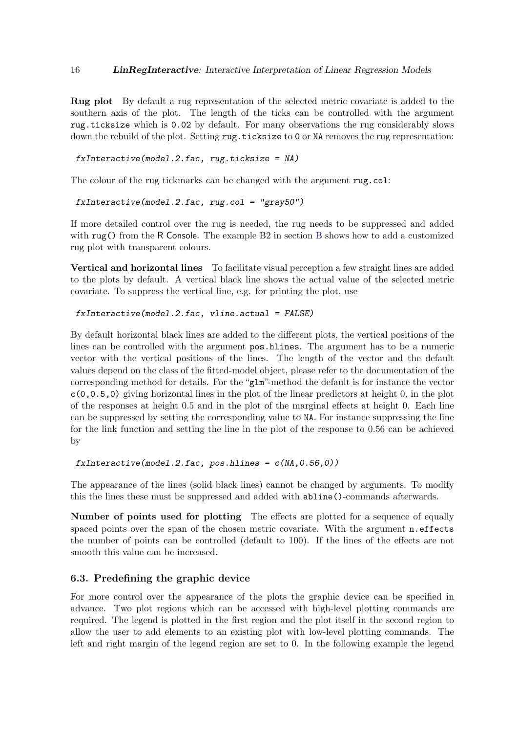**Rug plot** By default a rug representation of the selected metric covariate is added to the southern axis of the plot. The length of the ticks can be controlled with the argument `rug.ticksize` which is `0.02` by default. For many observations the rug considerably slows down the rebuild of the plot. Setting `rug.ticksize` to `0` or `NA` removes the rug representation:

```
fxInteractive(model.2.fac, rug.ticksize = NA)
```

The colour of the rug tickmarks can be changed with the argument `rug.col`:

```
fxInteractive(model.2.fac, rug.col = "gray50")
```

If more detailed control over the rug is needed, the rug needs to be suppressed and added with `rug()` from the R Console. The example B2 in section B shows how to add a customized rug plot with transparent colours.

**Vertical and horizontal lines** To facilitate visual perception a few straight lines are added to the plots by default. A vertical black line shows the actual value of the selected metric covariate. To suppress the vertical line, e.g. for printing the plot, use

```
fxInteractive(model.2.fac, vline.actual = FALSE)
```

By default horizontal black lines are added to the different plots, the vertical positions of the lines can be controlled with the argument `pos.hlines`. The argument has to be a numeric vector with the vertical positions of the lines. The length of the vector and the default values depend on the class of the fitted-model object, please refer to the documentation of the corresponding method for details. For the "`glm`"-method the default is for instance the vector `c(0,0.5,0)` giving horizontal lines in the plot of the linear predictors at height 0, in the plot of the responses at height 0.5 and in the plot of the marginal effects at height 0. Each line can be suppressed by setting the corresponding value to `NA`. For instance suppressing the line for the link function and setting the line in the plot of the response to 0.56 can be achieved by

```
fxInteractive(model.2.fac, pos.hlines = c(NA,0.56,0))
```

The appearance of the lines (solid black lines) cannot be changed by arguments. To modify this the lines these must be suppressed and added with `abline()`-commands afterwards.

**Number of points used for plotting** The effects are plotted for a sequence of equally spaced points over the span of the chosen metric covariate. With the argument `n.effects` the number of points can be controlled (default to 100). If the lines of the effects are not smooth this value can be increased.

### 6.3. Predefining the graphic device

For more control over the appearance of the plots the graphic device can be specified in advance. Two plot regions which can be accessed with high-level plotting commands are required. The legend is plotted in the first region and the plot itself in the second region to allow the user to add elements to an existing plot with low-level plotting commands. The left and right margin of the legend region are set to 0. In the following example the legend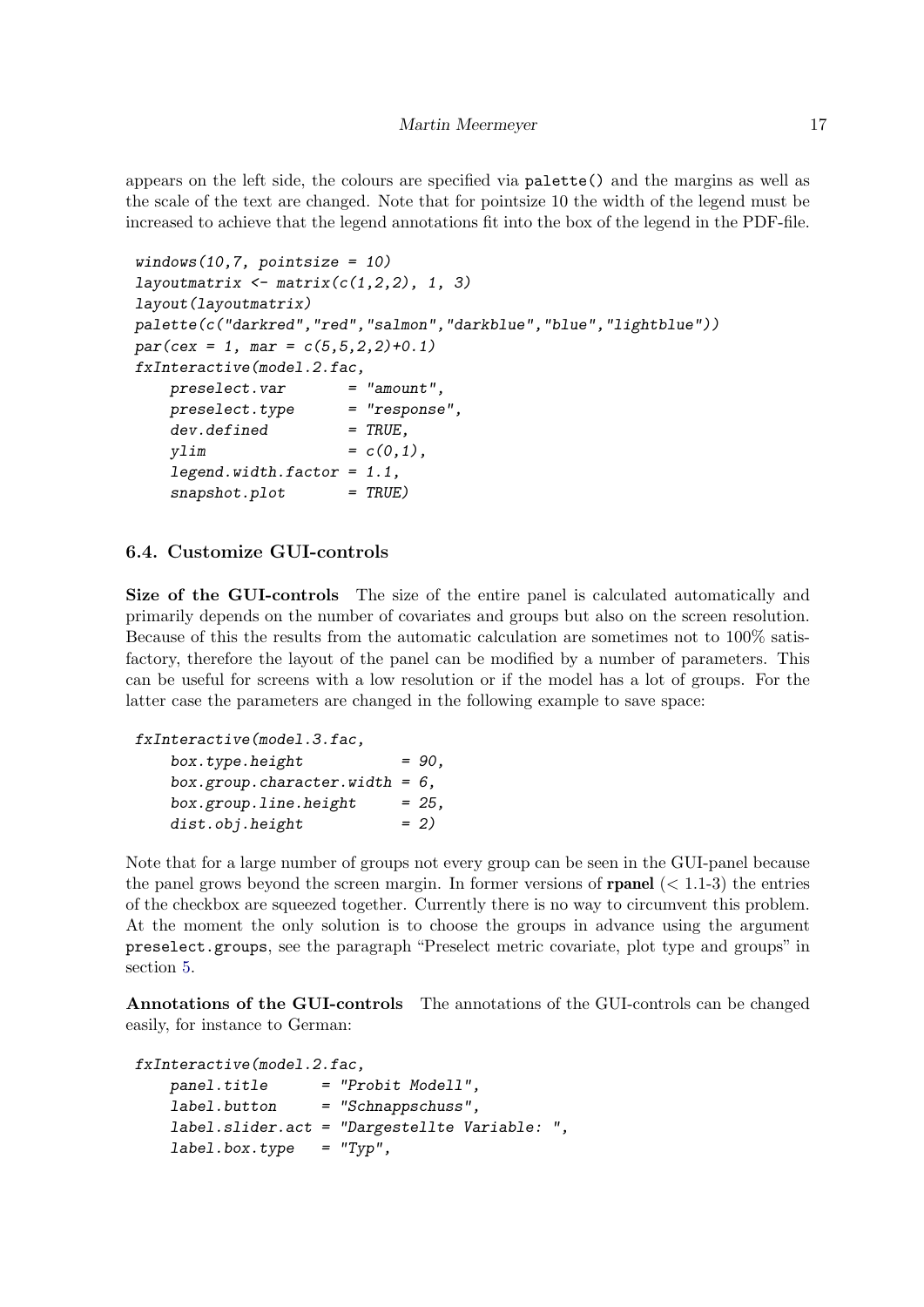appears on the left side, the colours are specified via `palette()` and the margins as well as the scale of the text are changed. Note that for pointsize 10 the width of the legend must be increased to achieve that the legend annotations fit into the box of the legend in the PDF-file.

```
windows(10,7, pointsize = 10)
layoutmatrix <- matrix(c(1,2,2), 1, 3)
layout(layoutmatrix)
palette(c("darkred","red","salmon","darkblue","blue","lightblue"))
par(cex = 1, mar = c(5,5,2,2)+0.1)
fxInteractive(model.2.fac,
    preselect.var       = "amount",
    preselect.type      = "response",
    dev.defined         = TRUE,
    ylim                = c(0,1),
    legend.width.factor = 1.1,
    snapshot.plot       = TRUE)
```

### 6.4. Customize GUI-controls

**Size of the GUI-controls** The size of the entire panel is calculated automatically and primarily depends on the number of covariates and groups but also on the screen resolution. Because of this the results from the automatic calculation are sometimes not to 100% satisfactory, therefore the layout of the panel can be modified by a number of parameters. This can be useful for screens with a low resolution or if the model has a lot of groups. For the latter case the parameters are changed in the following example to save space:

```
fxInteractive(model.3.fac,
    box.type.height            = 90,
    box.group.character.width = 6,
    box.group.line.height     = 25,
    dist.obj.height            = 2)
```

Note that for a large number of groups not every group can be seen in the GUI-panel because the panel grows beyond the screen margin. In former versions of **rpanel** (< 1.1-3) the entries of the checkbox are squeezed together. Currently there is no way to circumvent this problem. At the moment the only solution is to choose the groups in advance using the argument `preselect.groups`, see the paragraph "Preselect metric covariate, plot type and groups" in section 5.

**Annotations of the GUI-controls** The annotations of the GUI-controls can be changed easily, for instance to German:

```
fxInteractive(model.2.fac,
    panel.title      = "Probit Modell",
    label.button     = "Schnappschuss",
    label.slider.act = "Dargestellte Variable: ",
    label.box.type   = "Typ",
```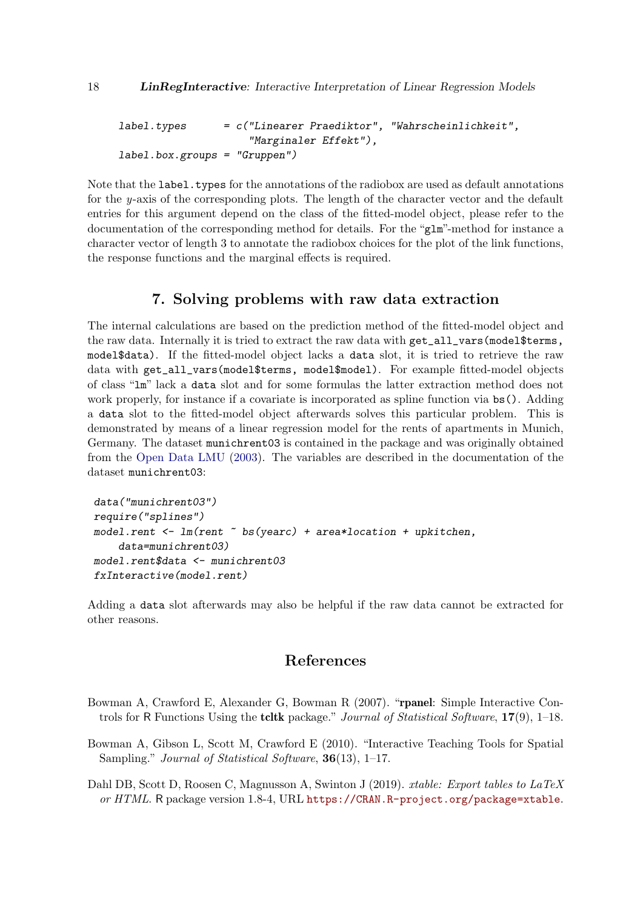```
label.types      = c("Linearer Praediktor", "Wahrscheinlichkeit",
                     "Marginaler Effekt"),
label.box.groups = "Gruppen")
```

Note that the `label.types` for the annotations of the radiobox are used as default annotations for the $y$-axis of the corresponding plots. The length of the character vector and the default entries for this argument depend on the class of the fitted-model object, please refer to the documentation of the corresponding method for details. For the "`glm`"-method for instance a character vector of length 3 to annotate the radiobox choices for the plot of the link functions, the response functions and the marginal effects is required.

## 7. Solving problems with raw data extraction

The internal calculations are based on the prediction method of the fitted-model object and the raw data. Internally it is tried to extract the raw data with `get_all_vars(model$terms, model$data)`. If the fitted-model object lacks a `data` slot, it is tried to retrieve the raw data with `get_all_vars(model$terms, model$model)`. For example fitted-model objects of class "`lm`" lack a `data` slot and for some formulas the latter extraction method does not work properly, for instance if a covariate is incorporated as spline function via `bs()`. Adding a `data` slot to the fitted-model object afterwards solves this particular problem. This is demonstrated by means of a linear regression model for the rents of apartments in Munich, Germany. The dataset `munichrent03` is contained in the package and was originally obtained from the Open Data LMU (2003). The variables are described in the documentation of the dataset `munichrent03`:

```
data("munichrent03")
require("splines")
model.rent <- lm(rent ~ bs(yearc) + area*location + upkitchen,
    data=munichrent03)
model.rent$data <- munichrent03
fxInteractive(model.rent)
```

Adding a `data` slot afterwards may also be helpful if the raw data cannot be extracted for other reasons.

## References

Bowman A, Crawford E, Alexander G, Bowman R (2007). "**rpanel**: Simple Interactive Controls for R Functions Using the **tcltk** package." *Journal of Statistical Software*, **17**(9), 1–18.

Bowman A, Gibson L, Scott M, Crawford E (2010). "Interactive Teaching Tools for Spatial Sampling." *Journal of Statistical Software*, **36**(13), 1–17.

Dahl DB, Scott D, Roosen C, Magnusson A, Swinton J (2019). *xtable: Export tables to LaTeX or HTML*. R package version 1.8-4, URL https://CRAN.R-project.org/package=xtable.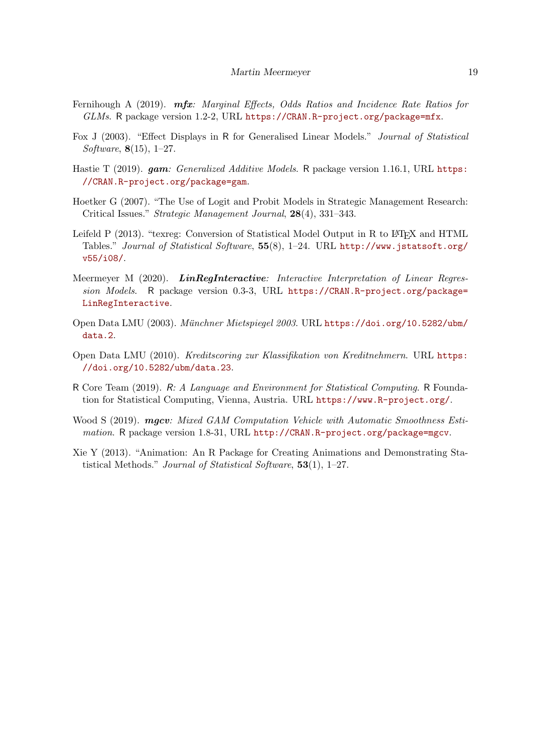Fernihough A (2019). ***mfx**: Marginal Effects, Odds Ratios and Incidence Rate Ratios for GLMs*. R package version 1.2-2, URL https://CRAN.R-project.org/package=mfx.

Fox J (2003). "Effect Displays in R for Generalised Linear Models." *Journal of Statistical Software*, **8**(15), 1–27.

Hastie T (2019). ***gam**: Generalized Additive Models*. R package version 1.16.1, URL https://CRAN.R-project.org/package=gam.

Hoetker G (2007). "The Use of Logit and Probit Models in Strategic Management Research: Critical Issues." *Strategic Management Journal*, **28**(4), 331–343.

Leifeld P (2013). "texreg: Conversion of Statistical Model Output in R to LaTeX and HTML Tables." *Journal of Statistical Software*, **55**(8), 1–24. URL http://www.jstatsoft.org/v55/i08/.

Meermeyer M (2020). ***LinRegInteractive**: Interactive Interpretation of Linear Regression Models*. R package version 0.3-3, URL https://CRAN.R-project.org/package=LinRegInteractive.

Open Data LMU (2003). *Münchner Mietspiegel 2003*. URL https://doi.org/10.5282/ubm/data.2.

Open Data LMU (2010). *Kreditscoring zur Klassifikation von Kreditnehmern*. URL https://doi.org/10.5282/ubm/data.23.

R Core Team (2019). *R: A Language and Environment for Statistical Computing*. R Foundation for Statistical Computing, Vienna, Austria. URL https://www.R-project.org/.

Wood S (2019). ***mgcv**: Mixed GAM Computation Vehicle with Automatic Smoothness Estimation*. R package version 1.8-31, URL http://CRAN.R-project.org/package=mgcv.

Xie Y (2013). "Animation: An R Package for Creating Animations and Demonstrating Statistical Methods." *Journal of Statistical Software*, **53**(1), 1–27.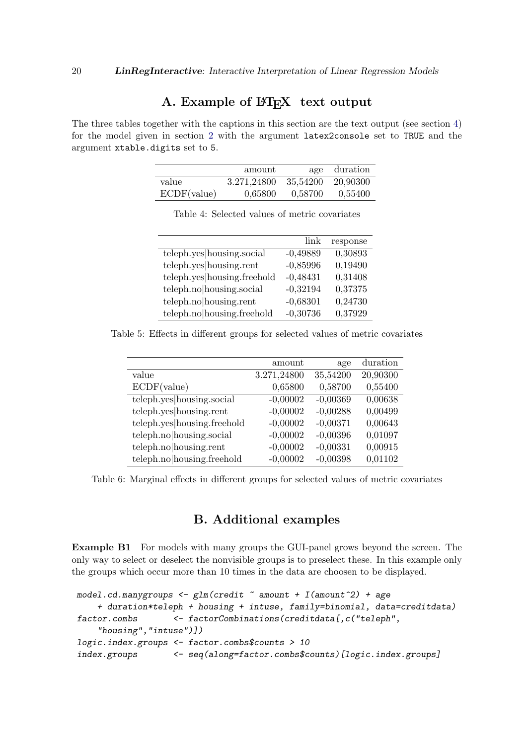# A. Example of LaTeX text output

The three tables together with the captions in this section are the text output (see section 4) for the model given in section 2 with the argument `latex2console` set to `TRUE` and the argument `xtable.digits` set to `5`.

| | amount | age | duration |
|---|---|---|---|
| value | 3.271,24800 | 35,54200 | 20,90300 |
| ECDF(value) | 0,65800 | 0,58700 | 0,55400 |

Table 4: Selected values of metric covariates

| | link | response |
|---|---|---|
| teleph.yes\|housing.social | -0,49889 | 0,30893 |
| teleph.yes\|housing.rent | -0,85996 | 0,19490 |
| teleph.yes\|housing.freehold | -0,48431 | 0,31408 |
| teleph.no\|housing.social | -0,32194 | 0,37375 |
| teleph.no\|housing.rent | -0,68301 | 0,24730 |
| teleph.no\|housing.freehold | -0,30736 | 0,37929 |

Table 5: Effects in different groups for selected values of metric covariates

| | amount | age | duration |
|---|---|---|---|
| value | 3.271,24800 | 35,54200 | 20,90300 |
| ECDF(value) | 0,65800 | 0,58700 | 0,55400 |
| teleph.yes\|housing.social | -0,00002 | -0,00369 | 0,00638 |
| teleph.yes\|housing.rent | -0,00002 | -0,00288 | 0,00499 |
| teleph.yes\|housing.freehold | -0,00002 | -0,00371 | 0,00643 |
| teleph.no\|housing.social | -0,00002 | -0,00396 | 0,01097 |
| teleph.no\|housing.rent | -0,00002 | -0,00331 | 0,00915 |
| teleph.no\|housing.freehold | -0,00002 | -0,00398 | 0,01102 |

Table 6: Marginal effects in different groups for selected values of metric covariates

# B. Additional examples

**Example B1** For models with many groups the GUI-panel grows beyond the screen. The only way to select or deselect the nonvisible groups is to preselect these. In this example only the groups which occur more than 10 times in the data are choosen to be displayed.

```
model.cd.manygroups <- glm(credit ~ amount + I(amount^2) + age
    + duration*teleph + housing + intuse, family=binomial, data=creditdata)
factor.combs        <- factorCombinations(creditdata[,c("teleph",
    "housing","intuse")])
logic.index.groups <- factor.combs$counts > 10
index.groups        <- seq(along=factor.combs$counts)[logic.index.groups]
```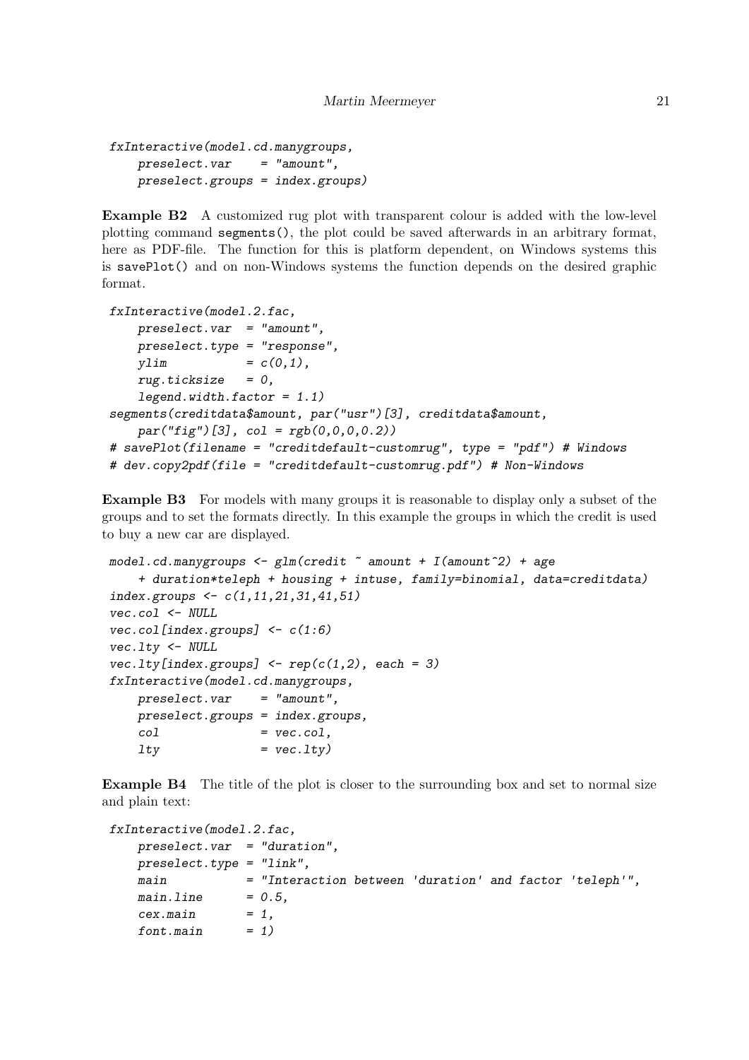```
fxInteractive(model.cd.manygroups,
    preselect.var    = "amount",
    preselect.groups = index.groups)
```

**Example B2** A customized rug plot with transparent colour is added with the low-level plotting command segments(), the plot could be saved afterwards in an arbitrary format, here as PDF-file. The function for this is platform dependent, on Windows systems this is savePlot() and on non-Windows systems the function depends on the desired graphic format.

```
fxInteractive(model.2.fac,
    preselect.var  = "amount",
    preselect.type = "response",
    ylim           = c(0,1),
    rug.ticksize   = 0,
    legend.width.factor = 1.1)
segments(creditdata$amount, par("usr")[3], creditdata$amount,
    par("fig")[3], col = rgb(0,0,0,0.2))
# savePlot(filename = "creditdefault-customrug", type = "pdf") # Windows
# dev.copy2pdf(file = "creditdefault-customrug.pdf") # Non-Windows
```

**Example B3** For models with many groups it is reasonable to display only a subset of the groups and to set the formats directly. In this example the groups in which the credit is used to buy a new car are displayed.

```
model.cd.manygroups <- glm(credit ~ amount + I(amount^2) + age
    + duration*teleph + housing + intuse, family=binomial, data=creditdata)
index.groups <- c(1,11,21,31,41,51)
vec.col <- NULL
vec.col[index.groups] <- c(1:6)
vec.lty <- NULL
vec.lty[index.groups] <- rep(c(1,2), each = 3)
fxInteractive(model.cd.manygroups,
    preselect.var    = "amount",
    preselect.groups = index.groups,
    col              = vec.col,
    lty              = vec.lty)
```

**Example B4** The title of the plot is closer to the surrounding box and set to normal size and plain text:

```
fxInteractive(model.2.fac,
    preselect.var  = "duration",
    preselect.type = "link",
    main           = "Interaction between 'duration' and factor 'teleph'",
    main.line      = 0.5,
    cex.main       = 1,
    font.main      = 1)
```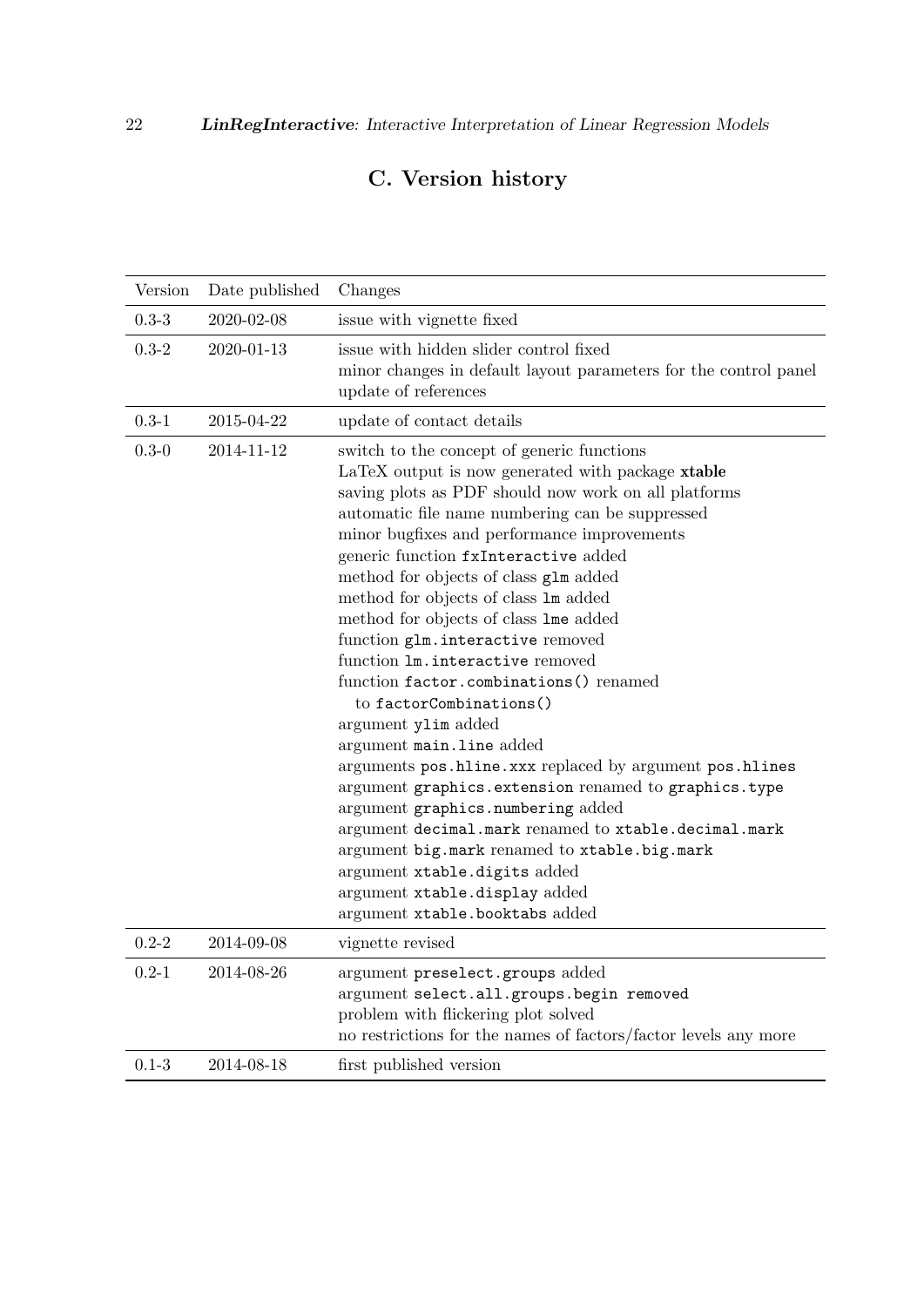# C. Version history

| Version | Date published | Changes |
|---|---|---|
| 0.3-3 | 2020-02-08 | issue with vignette fixed |
| 0.3-2 | 2020-01-13 | issue with hidden slider control fixed<br>minor changes in default layout parameters for the control panel<br>update of references |
| 0.3-1 | 2015-04-22 | update of contact details |
| 0.3-0 | 2014-11-12 | switch to the concept of generic functions<br>LaTeX output is now generated with package **xtable**<br>saving plots as PDF should now work on all platforms<br>automatic file name numbering can be suppressed<br>minor bugfixes and performance improvements<br>generic function `fxInteractive` added<br>method for objects of class `glm` added<br>method for objects of class `lm` added<br>method for objects of class `lme` added<br>function `glm.interactive` removed<br>function `lm.interactive` removed<br>function `factor.combinations()` renamed<br>to `factorCombinations()`<br>argument `ylim` added<br>argument `main.line` added<br>arguments `pos.hline.xxx` replaced by argument `pos.hlines`<br>argument `graphics.extension` renamed to `graphics.type`<br>argument `graphics.numbering` added<br>argument `decimal.mark` renamed to `xtable.decimal.mark`<br>argument `big.mark` renamed to `xtable.big.mark`<br>argument `xtable.digits` added<br>argument `xtable.display` added<br>argument `xtable.booktabs` added |
| 0.2-2 | 2014-09-08 | vignette revised |
| 0.2-1 | 2014-08-26 | argument `preselect.groups` added<br>argument `select.all.groups.begin removed`<br>problem with flickering plot solved<br>no restrictions for the names of factors/factor levels any more |
| 0.1-3 | 2014-08-18 | first published version |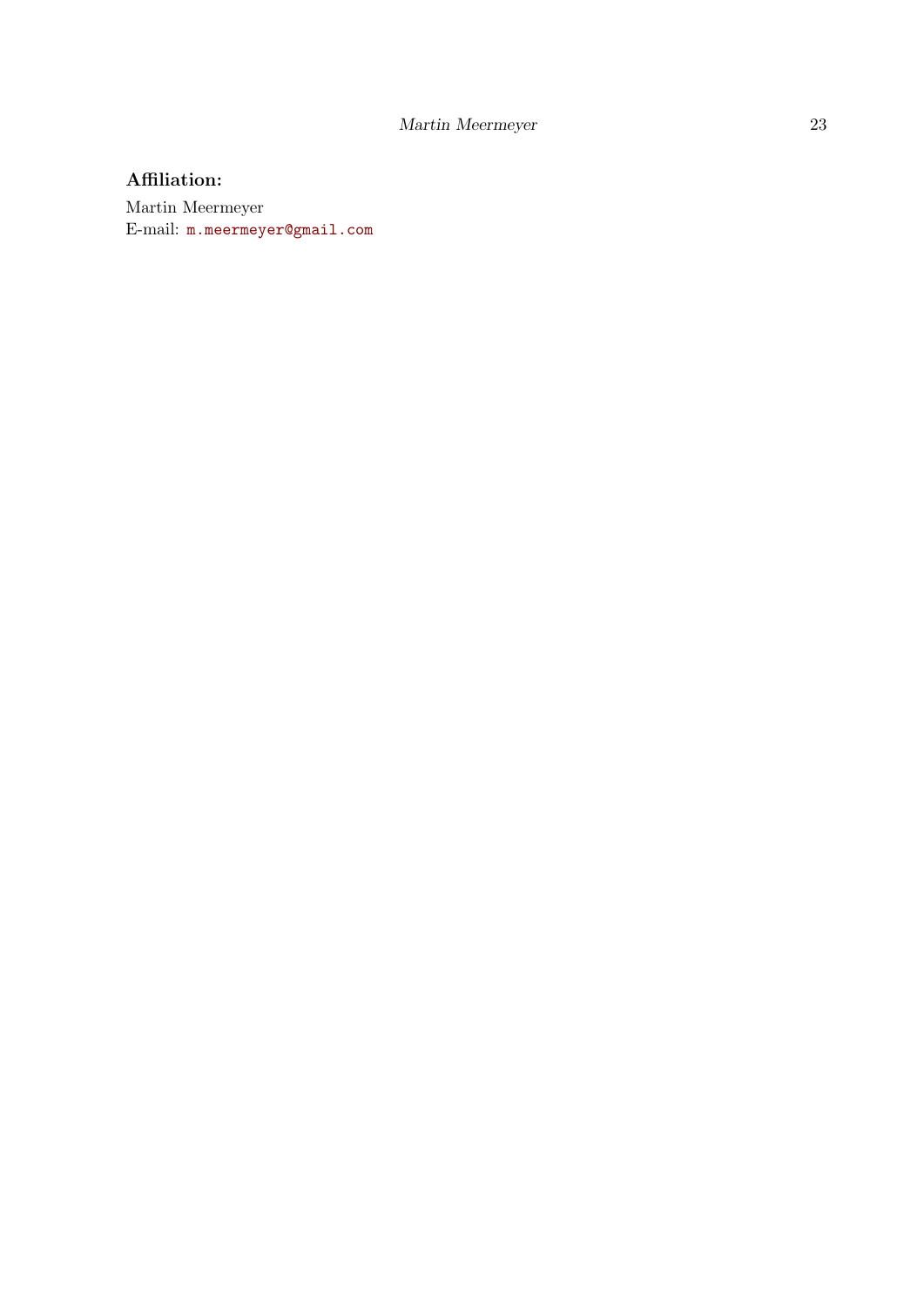**Affiliation:**

Martin Meermeyer
E-mail: m.meermeyer@gmail.com